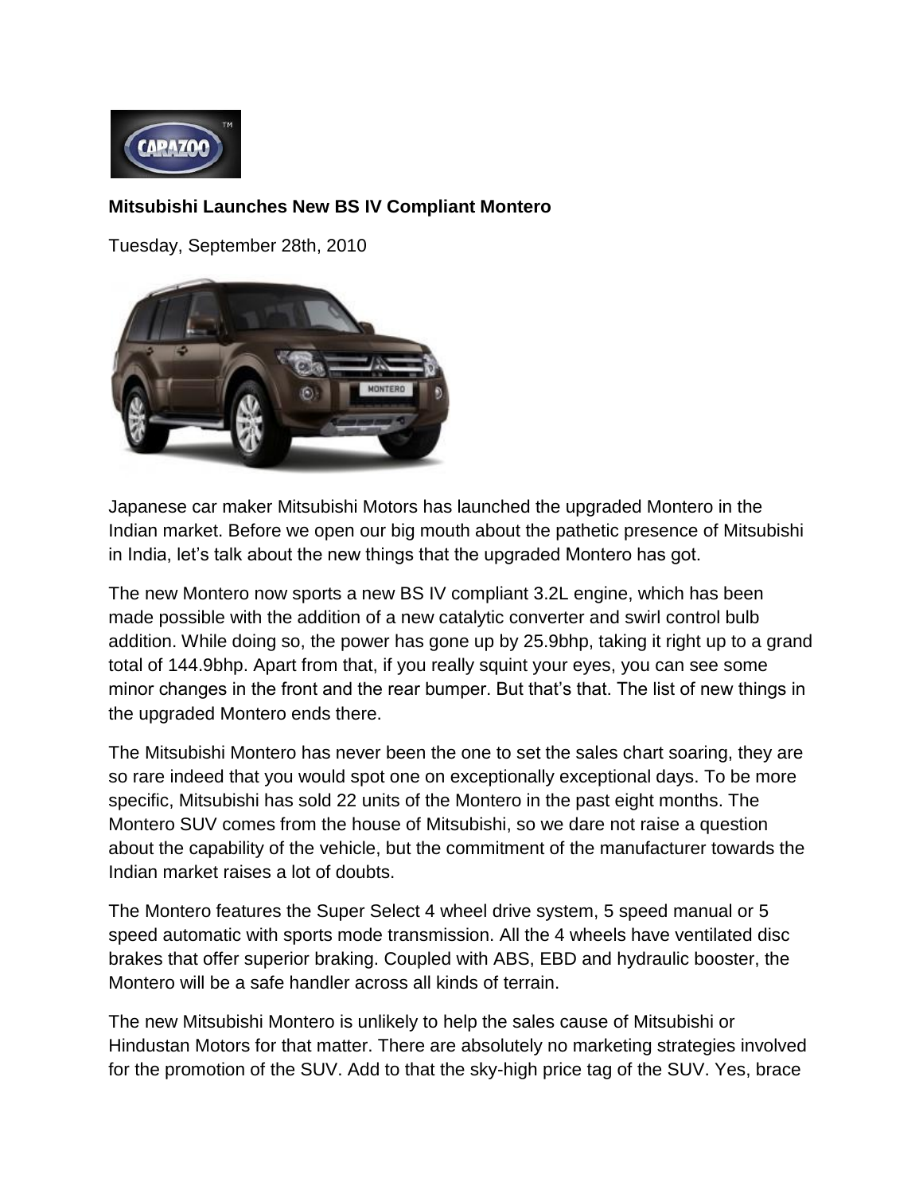**Mitsubishi Launches New BS IV Compliant Montero**

Tuesday, September 28th, 2010

Japanese car maker Mitsubishi Motors has launched the upgraded Montero in the Indian market. Before we open our big mouth about the pathetic presence of Mitsubishi in India, let's talk about the new things that the upgraded Montero has got.

The new Montero now sports a new BS IV compliant 3.2L engine, which has been made possible with the addition of a new catalytic converter and swirl control bulb addition. While doing so, the power has gone up by 25.9bhp, taking it right up to a grand total of 144.9bhp. Apart from that, if you really squint your eyes, you can see some minor changes in the front and the rear bumper. But that's that. The list of new things in the upgraded Montero ends there.

The Mitsubishi Montero has never been the one to set the sales chart soaring, they are so rare indeed that you would spot one on exceptionally exceptional days. To be more specific, Mitsubishi has sold 22 units of the Montero in the past eight months. The Montero SUV comes from the house of Mitsubishi, so we dare not raise a question about the capability of the vehicle, but the commitment of the manufacturer towards the Indian market raises a lot of doubts.

The Montero features the Super Select 4 wheel drive system, 5 speed manual or 5 speed automatic with sports mode transmission. All the 4 wheels have ventilated disc brakes that offer superior braking. Coupled with ABS, EBD and hydraulic booster, the Montero will be a safe handler across all kinds of terrain.

The new Mitsubishi Montero is unlikely to help the sales cause of Mitsubishi or Hindustan Motors for that matter. There are absolutely no marketing strategies involved for the promotion of the SUV. Add to that the sky-high price tag of the SUV. Yes, brace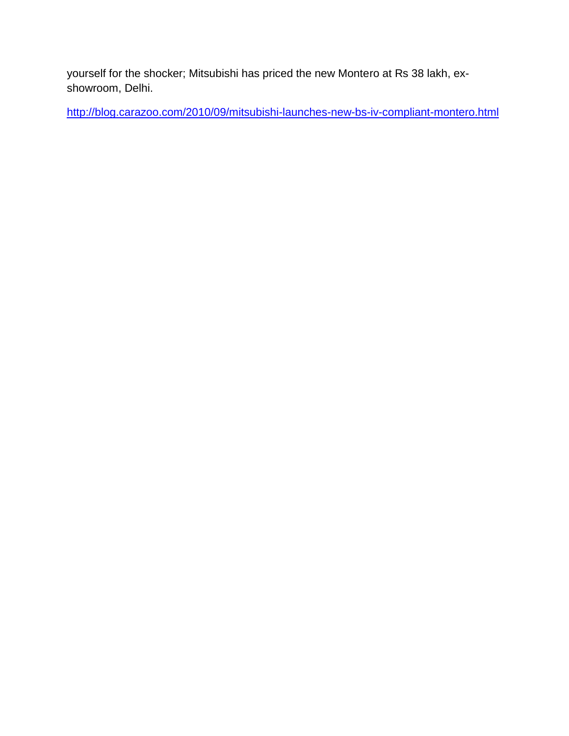yourself for the shocker; Mitsubishi has priced the new Montero at Rs 38 lakh, ex-showroom, Delhi.

[http://blog.carazoo.com/2010/09/mitsubishi-launches-new-bs-iv-compliant-montero.html](http://blog.carazoo.com/2010/09/mitsubishi-launches-new-bs-iv-compliant-montero.html)